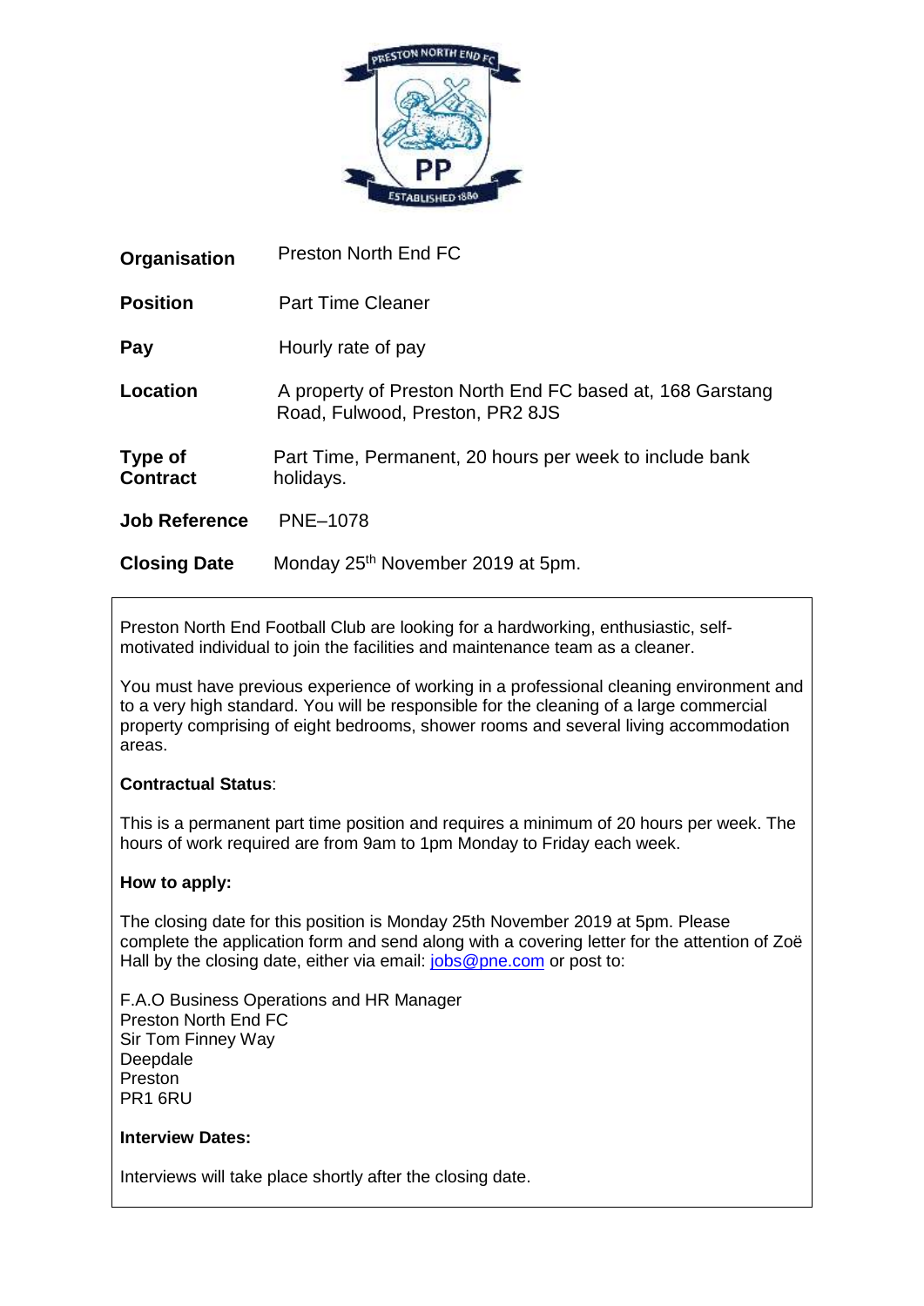| | |
|---|---|
| **Organisation** | Preston North End FC |
| **Position** | Part Time Cleaner |
| **Pay** | Hourly rate of pay |
| **Location** | A property of Preston North End FC based at, 168 Garstang Road, Fulwood, Preston, PR2 8JS |
| **Type of Contract** | Part Time, Permanent, 20 hours per week to include bank holidays. |
| **Job Reference** | PNE–1078 |
| **Closing Date** | Monday 25th November 2019 at 5pm. |

Preston North End Football Club are looking for a hardworking, enthusiastic, self-motivated individual to join the facilities and maintenance team as a cleaner.

You must have previous experience of working in a professional cleaning environment and to a very high standard. You will be responsible for the cleaning of a large commercial property comprising of eight bedrooms, shower rooms and several living accommodation areas.

**Contractual Status**:

This is a permanent part time position and requires a minimum of 20 hours per week. The hours of work required are from 9am to 1pm Monday to Friday each week.

**How to apply:**

The closing date for this position is Monday 25th November 2019 at 5pm. Please complete the application form and send along with a covering letter for the attention of Zoë Hall by the closing date, either via email: jobs@pne.com or post to:

F.A.O Business Operations and HR Manager
Preston North End FC
Sir Tom Finney Way
Deepdale
Preston
PR1 6RU

**Interview Dates:**

Interviews will take place shortly after the closing date.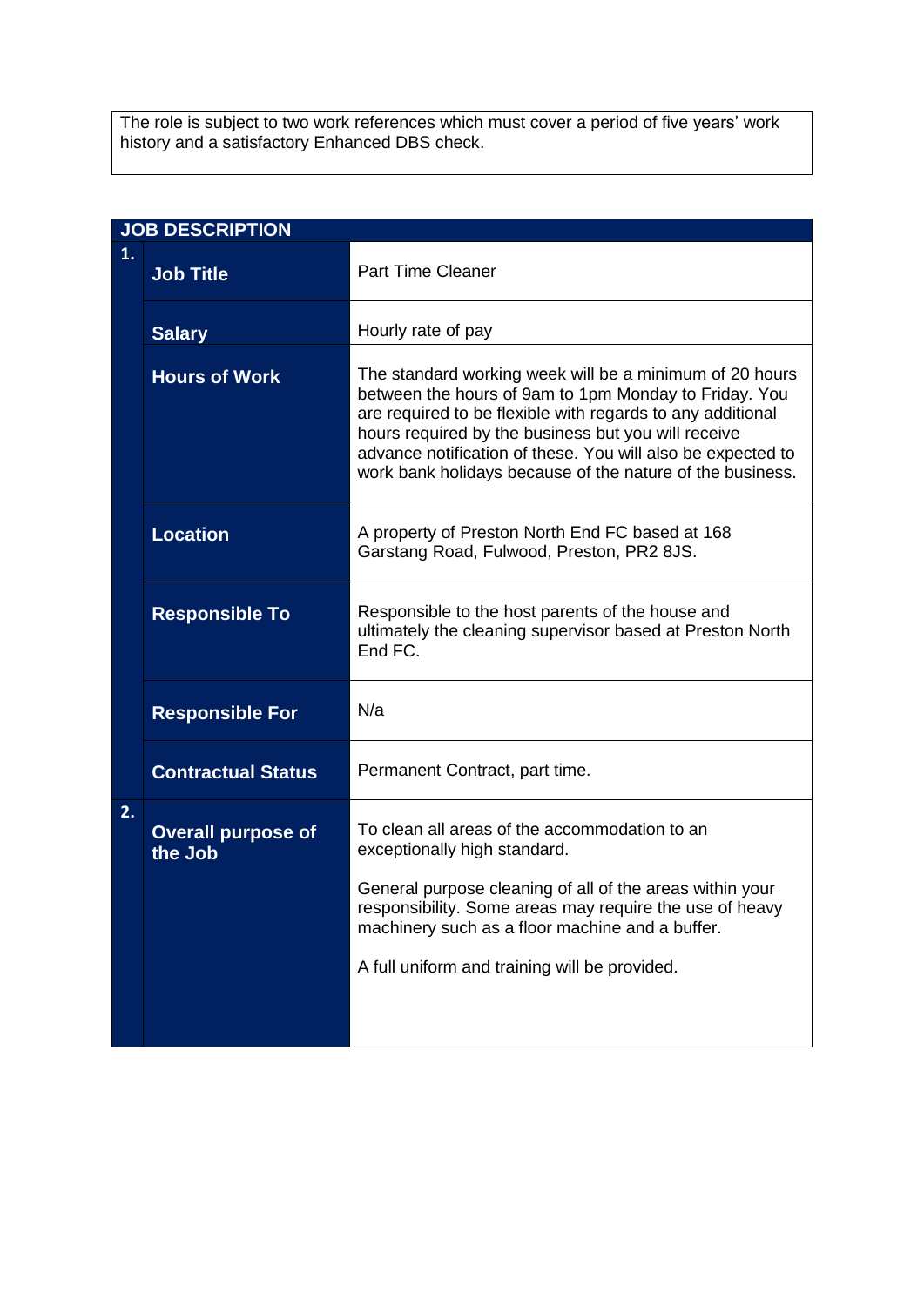The role is subject to two work references which must cover a period of five years' work history and a satisfactory Enhanced DBS check.

| JOB DESCRIPTION | | |
|---|---|---|
| **1.** | **Job Title** | Part Time Cleaner |
| | **Salary** | Hourly rate of pay |
| | **Hours of Work** | The standard working week will be a minimum of 20 hours between the hours of 9am to 1pm Monday to Friday. You are required to be flexible with regards to any additional hours required by the business but you will receive advance notification of these. You will also be expected to work bank holidays because of the nature of the business. |
| | **Location** | A property of Preston North End FC based at 168 Garstang Road, Fulwood, Preston, PR2 8JS. |
| | **Responsible To** | Responsible to the host parents of the house and ultimately the cleaning supervisor based at Preston North End FC. |
| | **Responsible For** | N/a |
| | **Contractual Status** | Permanent Contract, part time. |
| **2.** | **Overall purpose of the Job** | To clean all areas of the accommodation to an exceptionally high standard.<br><br>General purpose cleaning of all of the areas within your responsibility. Some areas may require the use of heavy machinery such as a floor machine and a buffer.<br><br>A full uniform and training will be provided. |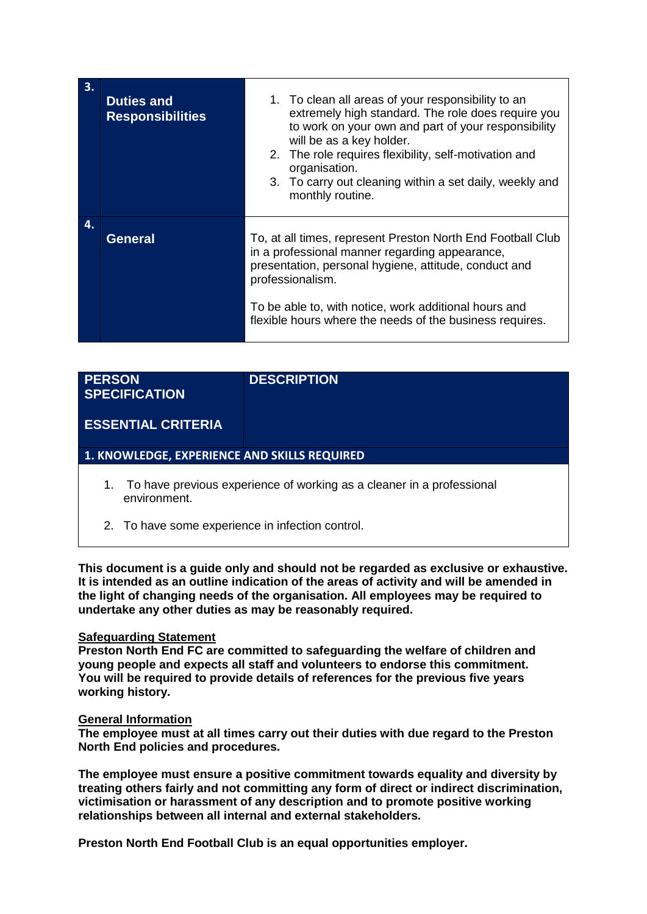| | | |
|---|---|---|
| 3. | **Duties and Responsibilities** | 1. To clean all areas of your responsibility to an extremely high standard. The role does require you to work on your own and part of your responsibility will be as a key holder.<br>2. The role requires flexibility, self-motivation and organisation.<br>3. To carry out cleaning within a set daily, weekly and monthly routine. |
| 4. | **General** | To, at all times, represent Preston North End Football Club in a professional manner regarding appearance, presentation, personal hygiene, attitude, conduct and professionalism.<br><br>To be able to, with notice, work additional hours and flexible hours where the needs of the business requires. |

| **PERSON SPECIFICATION**<br><br>**ESSENTIAL CRITERIA** | **DESCRIPTION** |
|---|---|
| **1. KNOWLEDGE, EXPERIENCE AND SKILLS REQUIRED** | |
| 1. To have previous experience of working as a cleaner in a professional environment.<br><br>2. To have some experience in infection control. | |

**This document is a guide only and should not be regarded as exclusive or exhaustive. It is intended as an outline indication of the areas of activity and will be amended in the light of changing needs of the organisation. All employees may be required to undertake any other duties as may be reasonably required.**

**Safeguarding Statement**
**Preston North End FC are committed to safeguarding the welfare of children and young people and expects all staff and volunteers to endorse this commitment. You will be required to provide details of references for the previous five years working history.**

**General Information**
**The employee must at all times carry out their duties with due regard to the Preston North End policies and procedures.**

**The employee must ensure a positive commitment towards equality and diversity by treating others fairly and not committing any form of direct or indirect discrimination, victimisation or harassment of any description and to promote positive working relationships between all internal and external stakeholders.**

**Preston North End Football Club is an equal opportunities employer.**